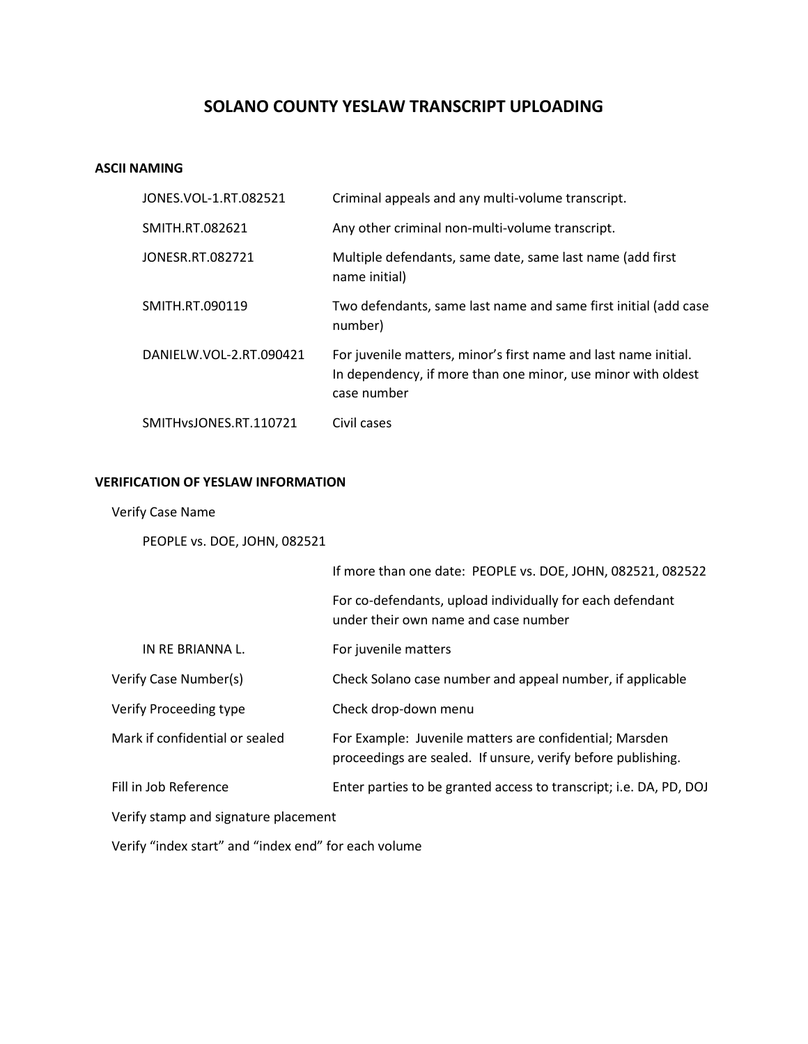# SOLANO COUNTY YESLAW TRANSCRIPT UPLOADING

## ASCII NAMING

| | |
|---|---|
| JONES.VOL-1.RT.082521 | Criminal appeals and any multi-volume transcript. |
| SMITH.RT.082621 | Any other criminal non-multi-volume transcript. |
| JONESR.RT.082721 | Multiple defendants, same date, same last name (add first name initial) |
| SMITH.RT.090119 | Two defendants, same last name and same first initial (add case number) |
| DANIELW.VOL-2.RT.090421 | For juvenile matters, minor's first name and last name initial. In dependency, if more than one minor, use minor with oldest case number |
| SMITHvsJONES.RT.110721 | Civil cases |

## VERIFICATION OF YESLAW INFORMATION

Verify Case Name

PEOPLE vs. DOE, JOHN, 082521

| | |
|---|---|
| | If more than one date: PEOPLE vs. DOE, JOHN, 082521, 082522 |
| | For co-defendants, upload individually for each defendant under their own name and case number |
| IN RE BRIANNA L. | For juvenile matters |
| Verify Case Number(s) | Check Solano case number and appeal number, if applicable |
| Verify Proceeding type | Check drop-down menu |
| Mark if confidential or sealed | For Example: Juvenile matters are confidential; Marsden proceedings are sealed. If unsure, verify before publishing. |
| Fill in Job Reference | Enter parties to be granted access to transcript; i.e. DA, PD, DOJ |

Verify stamp and signature placement

Verify "index start" and "index end" for each volume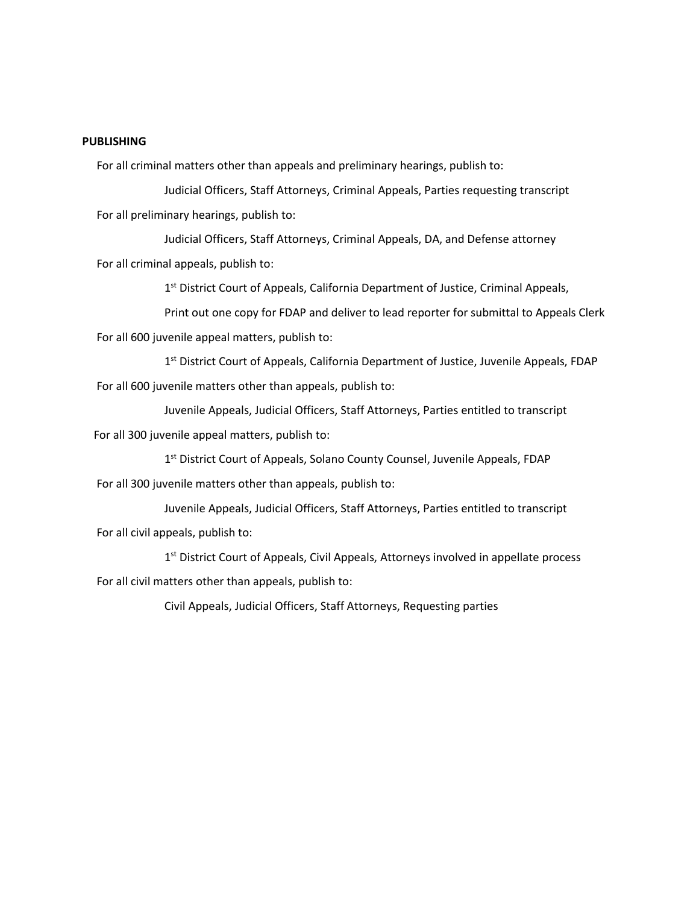**PUBLISHING**

For all criminal matters other than appeals and preliminary hearings, publish to:

Judicial Officers, Staff Attorneys, Criminal Appeals, Parties requesting transcript

For all preliminary hearings, publish to:

Judicial Officers, Staff Attorneys, Criminal Appeals, DA, and Defense attorney

For all criminal appeals, publish to:

1st District Court of Appeals, California Department of Justice, Criminal Appeals,

Print out one copy for FDAP and deliver to lead reporter for submittal to Appeals Clerk

For all 600 juvenile appeal matters, publish to:

1st District Court of Appeals, California Department of Justice, Juvenile Appeals, FDAP

For all 600 juvenile matters other than appeals, publish to:

Juvenile Appeals, Judicial Officers, Staff Attorneys, Parties entitled to transcript

For all 300 juvenile appeal matters, publish to:

1st District Court of Appeals, Solano County Counsel, Juvenile Appeals, FDAP

For all 300 juvenile matters other than appeals, publish to:

Juvenile Appeals, Judicial Officers, Staff Attorneys, Parties entitled to transcript

For all civil appeals, publish to:

1st District Court of Appeals, Civil Appeals, Attorneys involved in appellate process

For all civil matters other than appeals, publish to:

Civil Appeals, Judicial Officers, Staff Attorneys, Requesting parties